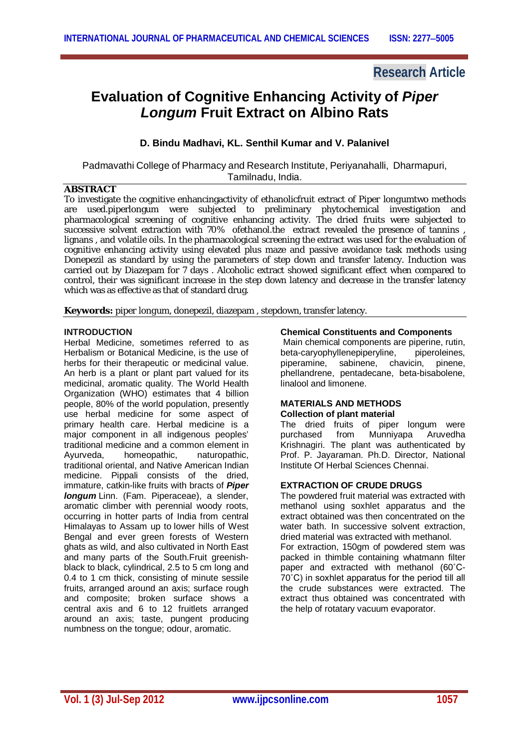Research Article

# Evaluation of Cognitive Enhancing Activity of *Piper Longum* Fruit Extract on Albino Rats

**D. Bindu Madhavi, KL. Senthil Kumar and V. Palanivel**

Padmavathi College of Pharmacy and Research Institute, Periyanahalli, Dharmapuri, Tamilnadu, India.

## ABSTRACT

To investigate the cognitive enhancingactivity of ethanolicfruit extract of Piper longumtwo methods are used.piperlongum were subjected to preliminary phytochemical investigation and pharmacological screening of cognitive enhancing activity. The dried fruits were subjected to successive solvent extraction with 70% ofethanol.the extract revealed the presence of tannins , lignans , and volatile oils. In the pharmacological screening the extract was used for the evaluation of cognitive enhancing activity using elevated plus maze and passive avoidance task methods using Donepezil as standard by using the parameters of step down and transfer latency. Induction was carried out by Diazepam for 7 days . Alcoholic extract showed significant effect when compared to control, their was significant increase in the step down latency and decrease in the transfer latency which was as effective as that of standard drug.

**Keywords:** piper longum, donepezil, diazepam , stepdown, transfer latency.

## INTRODUCTION

Herbal Medicine, sometimes referred to as Herbalism or Botanical Medicine, is the use of herbs for their therapeutic or medicinal value. An herb is a plant or plant part valued for its medicinal, aromatic quality. The World Health Organization (WHO) estimates that 4 billion people, 80% of the world population, presently use herbal medicine for some aspect of primary health care. Herbal medicine is a major component in all indigenous peoples' traditional medicine and a common element in Ayurveda, homeopathic, naturopathic, traditional oriental, and Native American Indian medicine. Pippali consists of the dried, immature, catkin-like fruits with bracts of ***Piper longum*** Linn. (Fam. Piperaceae), a slender, aromatic climber with perennial woody roots, occurring in hotter parts of India from central Himalayas to Assam up to lower hills of West Bengal and ever green forests of Western ghats as wild, and also cultivated in North East and many parts of the South.Fruit greenish-black to black, cylindrical, 2.5 to 5 cm long and 0.4 to 1 cm thick, consisting of minute sessile fruits, arranged around an axis; surface rough and composite; broken surface shows a central axis and 6 to 12 fruitlets arranged around an axis; taste, pungent producing numbness on the tongue; odour, aromatic.

### Chemical Constituents and Components

Main chemical components are piperine, rutin, beta-caryophyllenepiperyline, piperoleines, piperamine, sabinene, chavicin, pinene, phellandrene, pentadecane, beta-bisabolene, linalool and limonene.

## MATERIALS AND METHODS

### Collection of plant material

The dried fruits of piper longum were purchased from Munniyapa Aruvedha Krishnagiri. The plant was authenticated by Prof. P. Jayaraman. Ph.D. Director, National Institute Of Herbal Sciences Chennai.

## EXTRACTION OF CRUDE DRUGS

The powdered fruit material was extracted with methanol using soxhlet apparatus and the extract obtained was then concentrated on the water bath. In successive solvent extraction, dried material was extracted with methanol.

For extraction, 150gm of powdered stem was packed in thimble containing whatmann filter paper and extracted with methanol (60˚C-70˚C) in soxhlet apparatus for the period till all the crude substances were extracted. The extract thus obtained was concentrated with the help of rotatary vacuum evaporator.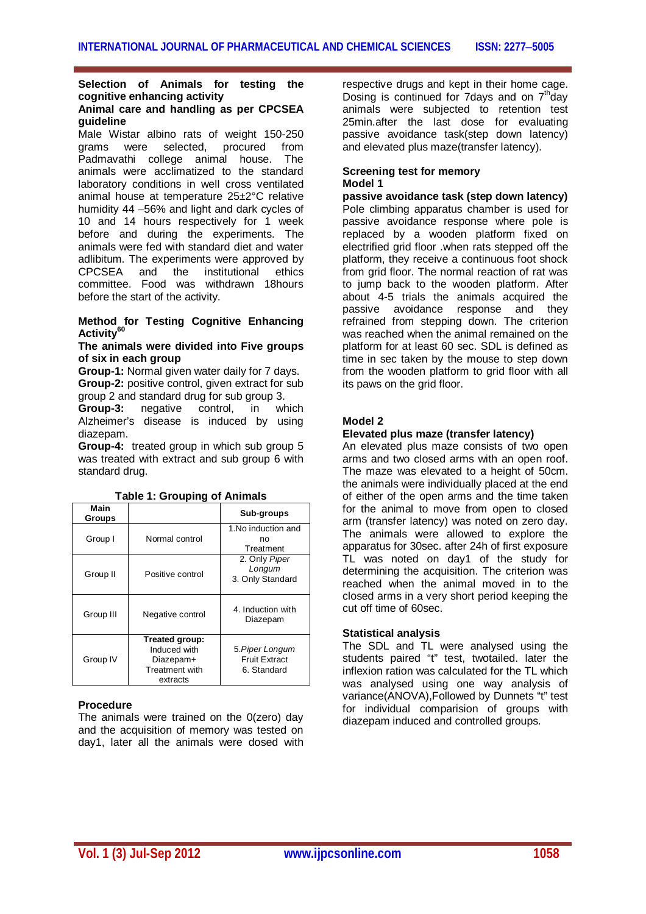**Selection of Animals for testing the cognitive enhancing activity**

**Animal care and handling as per CPCSEA guideline**

Male Wistar albino rats of weight 150-250 grams were selected, procured from Padmavathi college animal house. The animals were acclimatized to the standard laboratory conditions in well cross ventilated animal house at temperature 25±2°C relative humidity 44 –56% and light and dark cycles of 10 and 14 hours respectively for 1 week before and during the experiments. The animals were fed with standard diet and water adlibitum. The experiments were approved by CPCSEA and the institutional ethics committee. Food was withdrawn 18hours before the start of the activity.

**Method for Testing Cognitive Enhancing Activity[60]**

**The animals were divided into Five groups of six in each group**

**Group-1:** Normal given water daily for 7 days.

**Group-2:** positive control, given extract for sub group 2 and standard drug for sub group 3.

**Group-3:** negative control, in which Alzheimer's disease is induced by using diazepam.

**Group-4:** treated group in which sub group 5 was treated with extract and sub group 6 with standard drug.

**Table 1: Grouping of Animals**

| Main Groups | | Sub-groups |
|---|---|---|
| Group I | Normal control | 1.No induction and no Treatment |
| Group II | Positive control | 2. Only *Piper Longum* 3. Only Standard |
| Group III | Negative control | 4. Induction with Diazepam |
| Group IV | **Treated group:** Induced with Diazepam+ Treatment with extracts | 5.*Piper Longum* Fruit Extract 6. Standard |

**Procedure**

The animals were trained on the 0(zero) day and the acquisition of memory was tested on day1, later all the animals were dosed with respective drugs and kept in their home cage. Dosing is continued for 7days and on 7[th]day animals were subjected to retention test 25min.after the last dose for evaluating passive avoidance task(step down latency) and elevated plus maze(transfer latency).

**Screening test for memory**

**Model 1**

**passive avoidance task (step down latency)**

Pole climbing apparatus chamber is used for passive avoidance response where pole is replaced by a wooden platform fixed on electrified grid floor .when rats stepped off the platform, they receive a continuous foot shock from grid floor. The normal reaction of rat was to jump back to the wooden platform. After about 4-5 trials the animals acquired the passive avoidance response and they refrained from stepping down. The criterion was reached when the animal remained on the platform for at least 60 sec. SDL is defined as time in sec taken by the mouse to step down from the wooden platform to grid floor with all its paws on the grid floor.

**Model 2**

**Elevated plus maze (transfer latency)**

An elevated plus maze consists of two open arms and two closed arms with an open roof. The maze was elevated to a height of 50cm. the animals were individually placed at the end of either of the open arms and the time taken for the animal to move from open to closed arm (transfer latency) was noted on zero day. The animals were allowed to explore the apparatus for 30sec. after 24h of first exposure TL was noted on day1 of the study for determining the acquisition. The criterion was reached when the animal moved in to the closed arms in a very short period keeping the cut off time of 60sec.

**Statistical analysis**

The SDL and TL were analysed using the students paired "t" test, twotailed. later the inflexion ration was calculated for the TL which was analysed using one way analysis of variance(ANOVA),Followed by Dunnets "t" test for individual comparision of groups with diazepam induced and controlled groups.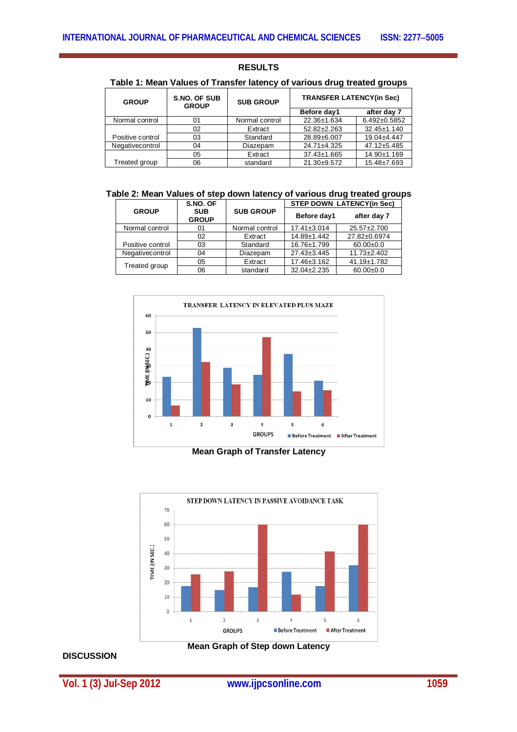## RESULTS

**Table 1: Mean Values of Transfer latency of various drug treated groups**

| GROUP | S.NO. OF SUB GROUP | SUB GROUP | TRANSFER LATENCY(in Sec) | |
|---|---|---|---|---|
| | | | Before day1 | after day 7 |
| Normal control | 01 | Normal control | 22.36±1.634 | 6.492±0.5852 |
| Positive control | 02 | Extract | 52.82±2.263 | 32.45±1.140 |
| | 03 | Standard | 28.89±6.007 | 19.04±4.447 |
| Negativecontrol | 04 | Diazepam | 24.71±4.325 | 47.12±5.485 |
| Treated group | 05 | Extract | 37.43±1.665 | 14.90±1.169 |
| | 06 | standard | 21.30±9.572 | 15.48±7.693 |

**Table 2: Mean Values of step down latency of various drug treated groups**

| GROUP | S.NO. OF SUB GROUP | SUB GROUP | STEP DOWN LATENCY(in Sec) | |
|---|---|---|---|---|
| | | | Before day1 | after day 7 |
| Normal control | 01 | Normal control | 17.41±3.014 | 25.57±2.700 |
| Positive control | 02 | Extract | 14.89±1.442 | 27.82±0.6974 |
| | 03 | Standard | 16.76±1.799 | 60.00±0.0 |
| Negativecontrol | 04 | Diazepam | 27.43±3.445 | 11.73±2.402 |
| Treated group | 05 | Extract | 17.46±3.162 | 41.19±1.782 |
| | 06 | standard | 32.04±2.235 | 60.00±0.0 |

**Mean Graph of Transfer Latency**

**Mean Graph of Step down Latency**

## DISCUSSION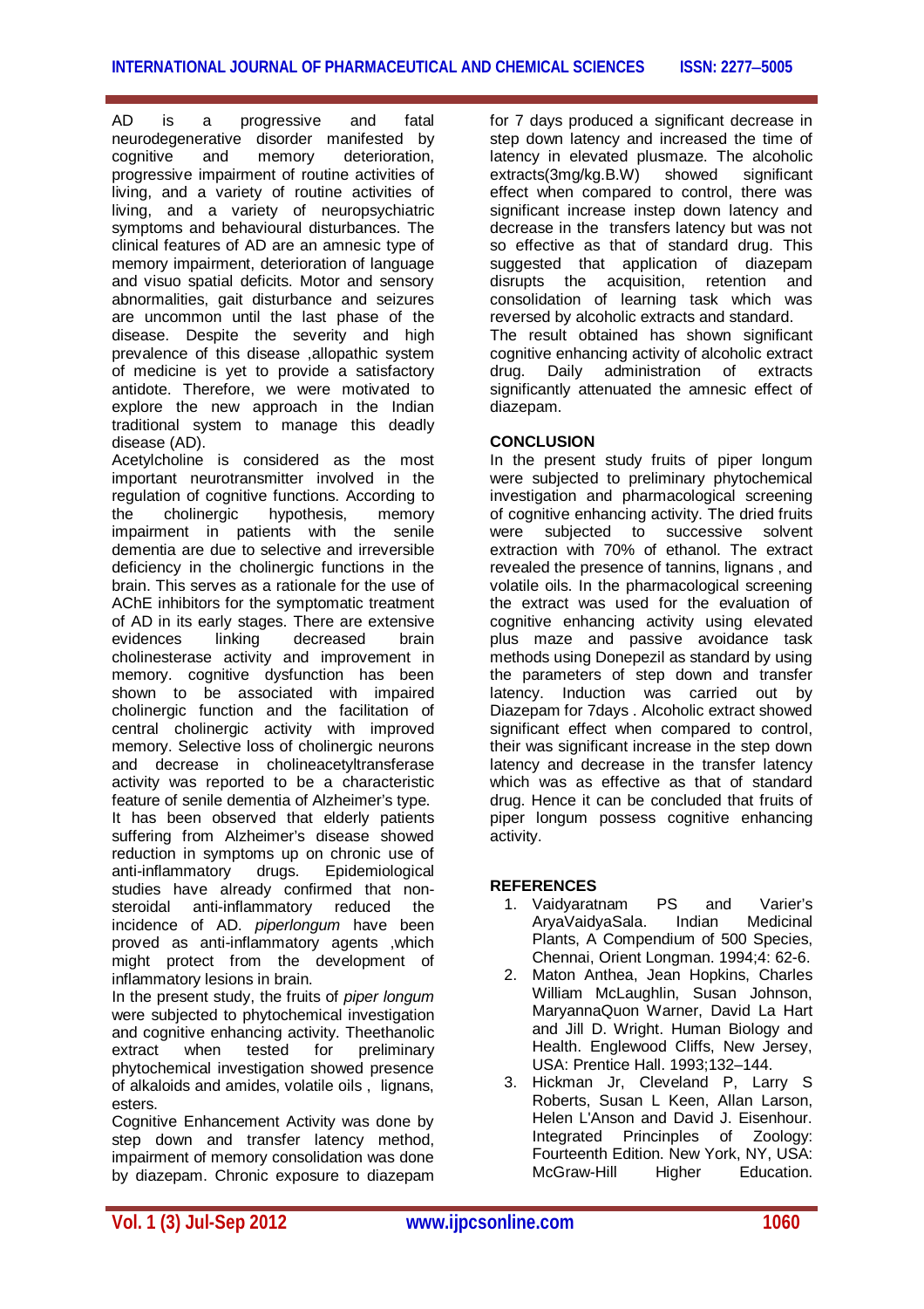AD is a progressive and fatal neurodegenerative disorder manifested by cognitive and memory deterioration, progressive impairment of routine activities of living, and a variety of routine activities of living, and a variety of neuropsychiatric symptoms and behavioural disturbances. The clinical features of AD are an amnesic type of memory impairment, deterioration of language and visuo spatial deficits. Motor and sensory abnormalities, gait disturbance and seizures are uncommon until the last phase of the disease. Despite the severity and high prevalence of this disease ,allopathic system of medicine is yet to provide a satisfactory antidote. Therefore, we were motivated to explore the new approach in the Indian traditional system to manage this deadly disease (AD).

Acetylcholine is considered as the most important neurotransmitter involved in the regulation of cognitive functions. According to the cholinergic hypothesis, memory impairment in patients with the senile dementia are due to selective and irreversible deficiency in the cholinergic functions in the brain. This serves as a rationale for the use of AChE inhibitors for the symptomatic treatment of AD in its early stages. There are extensive evidences linking decreased brain cholinesterase activity and improvement in memory. cognitive dysfunction has been shown to be associated with impaired cholinergic function and the facilitation of central cholinergic activity with improved memory. Selective loss of cholinergic neurons and decrease in cholineacetyltransferase activity was reported to be a characteristic feature of senile dementia of Alzheimer's type.

It has been observed that elderly patients suffering from Alzheimer's disease showed reduction in symptoms up on chronic use of anti-inflammatory drugs. Epidemiological studies have already confirmed that non-steroidal anti-inflammatory reduced the incidence of AD. *piperlongum* have been proved as anti-inflammatory agents ,which might protect from the development of inflammatory lesions in brain.

In the present study, the fruits of *piper longum* were subjected to phytochemical investigation and cognitive enhancing activity. Theethanolic extract when tested for preliminary phytochemical investigation showed presence of alkaloids and amides, volatile oils , lignans, esters.

Cognitive Enhancement Activity was done by step down and transfer latency method, impairment of memory consolidation was done by diazepam. Chronic exposure to diazepam for 7 days produced a significant decrease in step down latency and increased the time of latency in elevated plusmaze. The alcoholic extracts(3mg/kg.B.W) showed significant effect when compared to control, there was significant increase instep down latency and decrease in the transfers latency but was not so effective as that of standard drug. This suggested that application of diazepam disrupts the acquisition, retention and consolidation of learning task which was reversed by alcoholic extracts and standard.

The result obtained has shown significant cognitive enhancing activity of alcoholic extract drug. Daily administration of extracts significantly attenuated the amnesic effect of diazepam.

## CONCLUSION

In the present study fruits of piper longum were subjected to preliminary phytochemical investigation and pharmacological screening of cognitive enhancing activity. The dried fruits were subjected to successive solvent extraction with 70% of ethanol. The extract revealed the presence of tannins, lignans , and volatile oils. In the pharmacological screening the extract was used for the evaluation of cognitive enhancing activity using elevated plus maze and passive avoidance task methods using Donepezil as standard by using the parameters of step down and transfer latency. Induction was carried out by Diazepam for 7days . Alcoholic extract showed significant effect when compared to control, their was significant increase in the step down latency and decrease in the transfer latency which was as effective as that of standard drug. Hence it can be concluded that fruits of piper longum possess cognitive enhancing activity.

## REFERENCES

1. Vaidyaratnam PS and Varier's AryaVaidyaSala. Indian Medicinal Plants, A Compendium of 500 Species, Chennai, Orient Longman. 1994;4: 62-6.
2. Maton Anthea, Jean Hopkins, Charles William McLaughlin, Susan Johnson, MaryannaQuon Warner, David La Hart and Jill D. Wright. Human Biology and Health. Englewood Cliffs, New Jersey, USA: Prentice Hall. 1993;132–144.
3. Hickman Jr, Cleveland P, Larry S Roberts, Susan L Keen, Allan Larson, Helen L'Anson and David J. Eisenhour. Integrated Principles of Zoology: Fourteenth Edition. New York, NY, USA: McGraw-Hill Higher Education.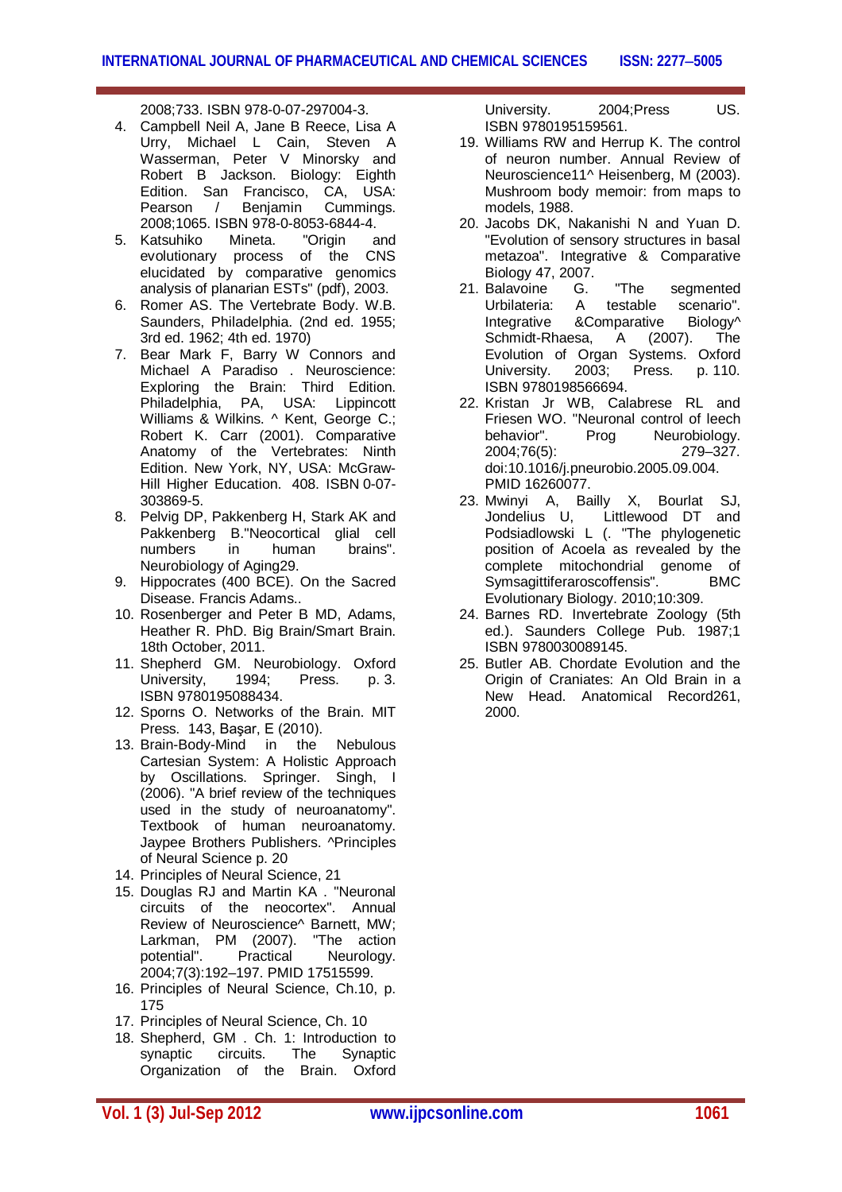2008;733. ISBN 978-0-07-297004-3.

4. Campbell Neil A, Jane B Reece, Lisa A Urry, Michael L Cain, Steven A Wasserman, Peter V Minorsky and Robert B Jackson. Biology: Eighth Edition. San Francisco, CA, USA: Pearson / Benjamin Cummings. 2008;1065. ISBN 978-0-8053-6844-4.
5. Katsuhiko Mineta. "Origin and evolutionary process of the CNS elucidated by comparative genomics analysis of planarian ESTs" (pdf), 2003.
6. Romer AS. The Vertebrate Body. W.B. Saunders, Philadelphia. (2nd ed. 1955; 3rd ed. 1962; 4th ed. 1970)
7. Bear Mark F, Barry W Connors and Michael A Paradiso . Neuroscience: Exploring the Brain: Third Edition. Philadelphia, PA, USA: Lippincott Williams & Wilkins. ^ Kent, George C.; Robert K. Carr (2001). Comparative Anatomy of the Vertebrates: Ninth Edition. New York, NY, USA: McGraw-Hill Higher Education. 408. ISBN 0-07-303869-5.
8. Pelvig DP, Pakkenberg H, Stark AK and Pakkenberg B."Neocortical glial cell numbers in human brains". Neurobiology of Aging29.
9. Hippocrates (400 BCE). On the Sacred Disease. Francis Adams..
10. Rosenberger and Peter B MD, Adams, Heather R. PhD. Big Brain/Smart Brain. 18th October, 2011.
11. Shepherd GM. Neurobiology. Oxford University, 1994; Press. p. 3. ISBN 9780195088434.
12. Sporns O. Networks of the Brain. MIT Press. 143, Başar, E (2010).
13. Brain-Body-Mind in the Nebulous Cartesian System: A Holistic Approach by Oscillations. Springer. Singh, I (2006). "A brief review of the techniques used in the study of neuroanatomy". Textbook of human neuroanatomy. Jaypee Brothers Publishers. ^Principles of Neural Science p. 20
14. Principles of Neural Science, 21
15. Douglas RJ and Martin KA . "Neuronal circuits of the neocortex". Annual Review of Neuroscience^ Barnett, MW; Larkman, PM (2007). "The action potential". Practical Neurology. 2004;7(3):192–197. PMID 17515599.
16. Principles of Neural Science, Ch.10, p. 175
17. Principles of Neural Science, Ch. 10
18. Shepherd, GM . Ch. 1: Introduction to synaptic circuits. The Synaptic Organization of the Brain. Oxford University. 2004;Press US. ISBN 9780195159561.
19. Williams RW and Herrup K. The control of neuron number. Annual Review of Neuroscience11^ Heisenberg, M (2003). Mushroom body memoir: from maps to models, 1988.
20. Jacobs DK, Nakanishi N and Yuan D. "Evolution of sensory structures in basal metazoa". Integrative & Comparative Biology 47, 2007.
21. Balavoine G. "The segmented Urbilateria: A testable scenario". Integrative &Comparative Biology^ Schmidt-Rhaesa, A (2007). The Evolution of Organ Systems. Oxford University. 2003; Press. p. 110. ISBN 9780198566694.
22. Kristan Jr WB, Calabrese RL and Friesen WO. "Neuronal control of leech behavior". Prog Neurobiology. 2004;76(5): 279–327. doi:10.1016/j.pneurobio.2005.09.004. PMID 16260077.
23. Mwinyi A, Bailly X, Bourlat SJ, Jondelius U, Littlewood DT and Podsiadlowski L (. "The phylogenetic position of Acoela as revealed by the complete mitochondrial genome of Symsagittiferaroscoffensis". BMC Evolutionary Biology. 2010;10:309.
24. Barnes RD. Invertebrate Zoology (5th ed.). Saunders College Pub. 1987;1 ISBN 9780030089145.
25. Butler AB. Chordate Evolution and the Origin of Craniates: An Old Brain in a New Head. Anatomical Record261, 2000.